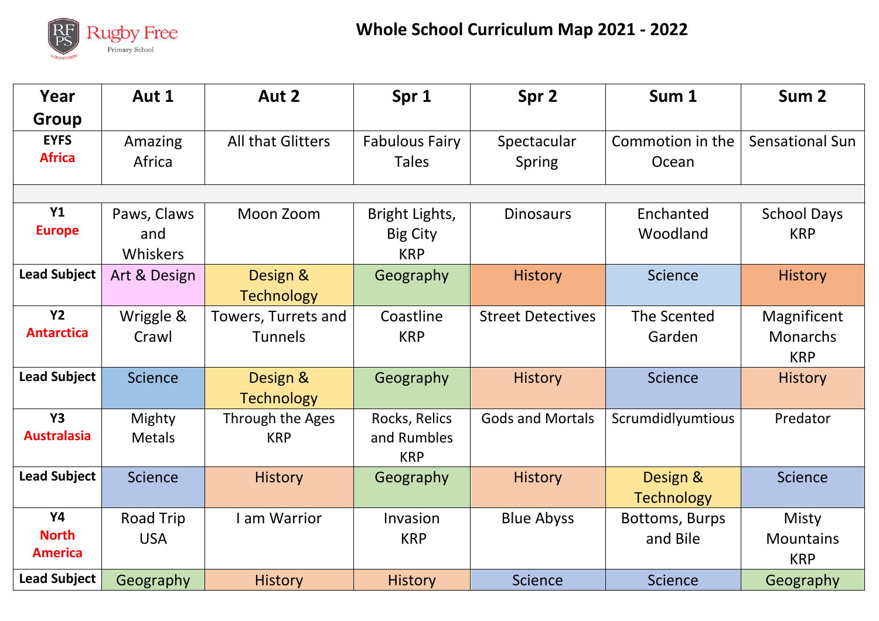Rugby Free Primary School

# Whole School Curriculum Map 2021 - 2022

| Year Group | Aut 1 | Aut 2 | Spr 1 | Spr 2 | Sum 1 | Sum 2 |
|---|---|---|---|---|---|---|
| **EYFS** **Africa** | Amazing Africa | All that Glitters | Fabulous Fairy Tales | Spectacular Spring | Commotion in the Ocean | Sensational Sun |
| | | | | | | |
| **Y1** **Europe** | Paws, Claws and Whiskers | Moon Zoom | Bright Lights, Big City KRP | Dinosaurs | Enchanted Woodland | School Days KRP |
| **Lead Subject** | Art & Design | Design & Technology | Geography | History | Science | History |
| **Y2** **Antarctica** | Wriggle & Crawl | Towers, Turrets and Tunnels | Coastline KRP | Street Detectives | The Scented Garden | Magnificent Monarchs KRP |
| **Lead Subject** | Science | Design & Technology | Geography | History | Science | History |
| **Y3** **Australasia** | Mighty Metals | Through the Ages KRP | Rocks, Relics and Rumbles KRP | Gods and Mortals | Scrumdidlyumtious | Predator |
| **Lead Subject** | Science | History | Geography | History | Design & Technology | Science |
| **Y4** **North America** | Road Trip USA | I am Warrior | Invasion KRP | Blue Abyss | Bottoms, Burps and Bile | Misty Mountains KRP |
| **Lead Subject** | Geography | History | History | Science | Science | Geography |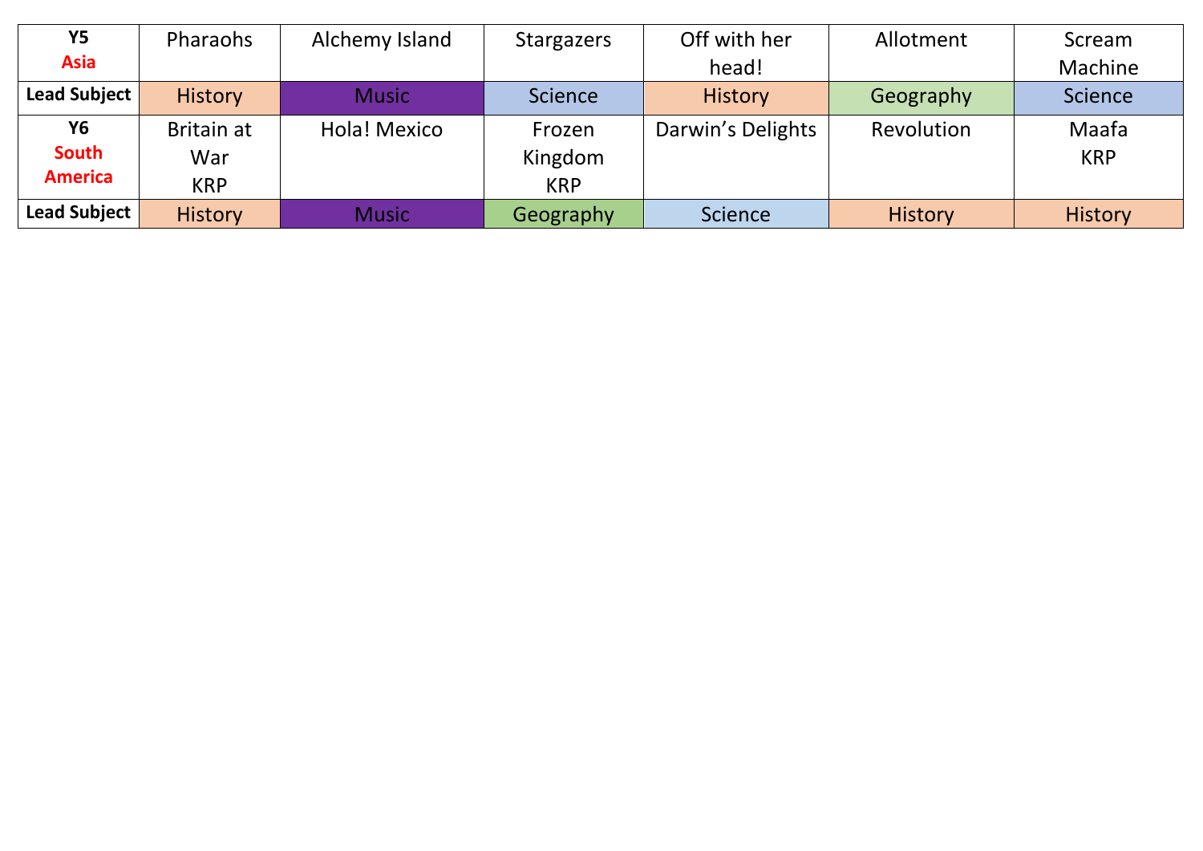| | | | | | | |
|---|---|---|---|---|---|---|
| **Y5** **Asia** | Pharaohs | Alchemy Island | Stargazers | Off with her head! | Allotment | Scream Machine |
| **Lead Subject** | History | Music | Science | History | Geography | Science |
| **Y6** **South America** | Britain at War KRP | Hola! Mexico | Frozen Kingdom KRP | Darwin's Delights | Revolution | Maafa KRP |
| **Lead Subject** | History | Music | Geography | Science | History | History |